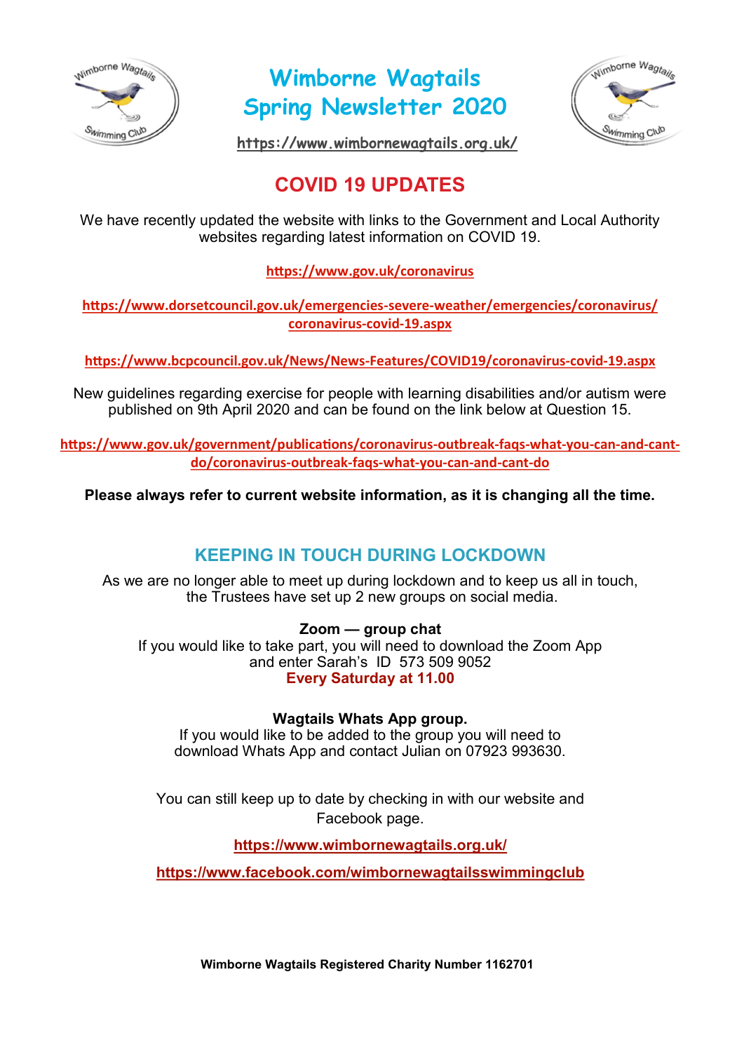# Wimborne Wagtails Spring Newsletter 2020

https://www.wimbornewagtails.org.uk/

## COVID 19 UPDATES

We have recently updated the website with links to the Government and Local Authority websites regarding latest information on COVID 19.

https://www.gov.uk/coronavirus

https://www.dorsetcouncil.gov.uk/emergencies-severe-weather/emergencies/coronavirus/coronavirus-covid-19.aspx

https://www.bcpcouncil.gov.uk/News/News-Features/COVID19/coronavirus-covid-19.aspx

New guidelines regarding exercise for people with learning disabilities and/or autism were published on 9th April 2020 and can be found on the link below at Question 15.

https://www.gov.uk/government/publications/coronavirus-outbreak-faqs-what-you-can-and-cant-do/coronavirus-outbreak-faqs-what-you-can-and-cant-do

**Please always refer to current website information, as it is changing all the time.**

## KEEPING IN TOUCH DURING LOCKDOWN

As we are no longer able to meet up during lockdown and to keep us all in touch, the Trustees have set up 2 new groups on social media.

**Zoom — group chat**
If you would like to take part, you will need to download the Zoom App and enter Sarah's ID 573 509 9052
**Every Saturday at 11.00**

**Wagtails Whats App group.**
If you would like to be added to the group you will need to download Whats App and contact Julian on 07923 993630.

You can still keep up to date by checking in with our website and Facebook page.

**https://www.wimbornewagtails.org.uk/**

**https://www.facebook.com/wimbornewagtailsswimmingclub**

**Wimborne Wagtails Registered Charity Number 1162701**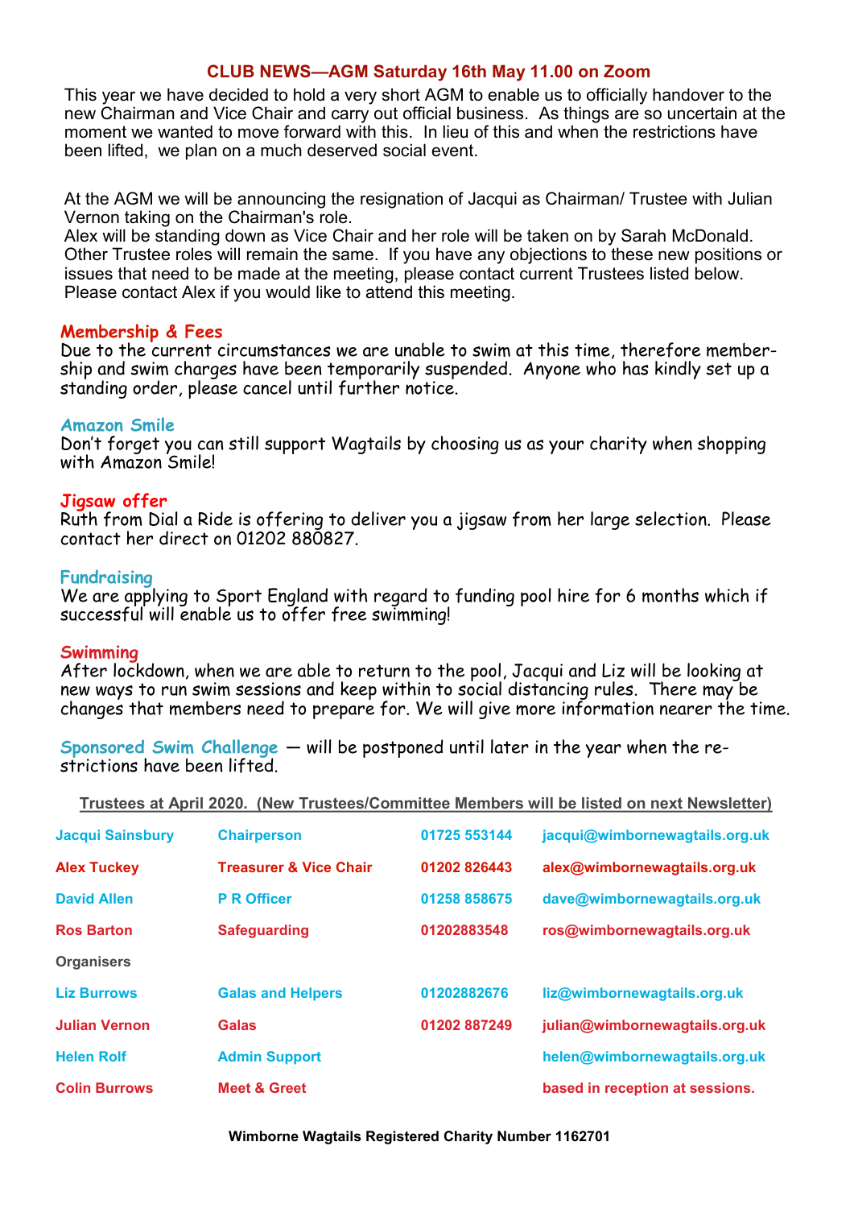## CLUB NEWS—AGM Saturday 16th May 11.00 on Zoom

This year we have decided to hold a very short AGM to enable us to officially handover to the new Chairman and Vice Chair and carry out official business. As things are so uncertain at the moment we wanted to move forward with this. In lieu of this and when the restrictions have been lifted, we plan on a much deserved social event.

At the AGM we will be announcing the resignation of Jacqui as Chairman/ Trustee with Julian Vernon taking on the Chairman's role.
Alex will be standing down as Vice Chair and her role will be taken on by Sarah McDonald. Other Trustee roles will remain the same. If you have any objections to these new positions or issues that need to be made at the meeting, please contact current Trustees listed below. Please contact Alex if you would like to attend this meeting.

### Membership & Fees

Due to the current circumstances we are unable to swim at this time, therefore membership and swim charges have been temporarily suspended. Anyone who has kindly set up a standing order, please cancel until further notice.

### Amazon Smile

Don't forget you can still support Wagtails by choosing us as your charity when shopping with Amazon Smile!

### Jigsaw offer

Ruth from Dial a Ride is offering to deliver you a jigsaw from her large selection. Please contact her direct on 01202 880827.

### Fundraising

We are applying to Sport England with regard to funding pool hire for 6 months which if successful will enable us to offer free swimming!

### Swimming

After lockdown, when we are able to return to the pool, Jacqui and Liz will be looking at new ways to run swim sessions and keep within to social distancing rules. There may be changes that members need to prepare for. We will give more information nearer the time.

**Sponsored Swim Challenge** — will be postponed until later in the year when the restrictions have been lifted.

**Trustees at April 2020. (New Trustees/Committee Members will be listed on next Newsletter)**

| | | | |
|---|---|---|---|
| Jacqui Sainsbury | Chairperson | 01725 553144 | jacqui@wimbornewagtails.org.uk |
| Alex Tuckey | Treasurer & Vice Chair | 01202 826443 | alex@wimbornewagtails.org.uk |
| David Allen | P R Officer | 01258 858675 | dave@wimbornewagtails.org.uk |
| Ros Barton | Safeguarding | 01202883548 | ros@wimbornewagtails.org.uk |
| Organisers | | | |
| Liz Burrows | Galas and Helpers | 01202882676 | liz@wimbornewagtails.org.uk |
| Julian Vernon | Galas | 01202 887249 | julian@wimbornewagtails.org.uk |
| Helen Rolf | Admin Support | | helen@wimbornewagtails.org.uk |
| Colin Burrows | Meet & Greet | | based in reception at sessions. |

**Wimborne Wagtails Registered Charity Number 1162701**